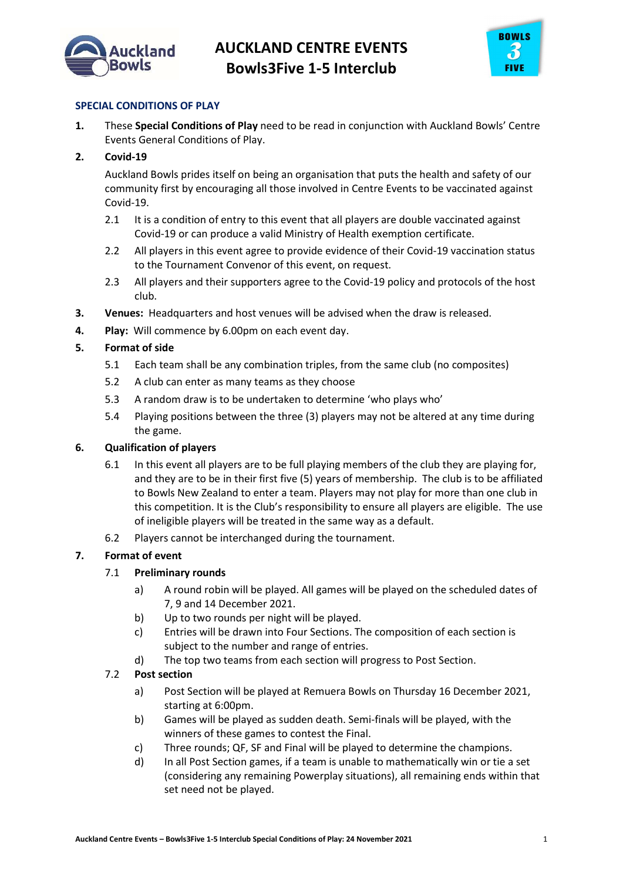# AUCKLAND CENTRE EVENTS
# Bowls3Five 1-5 Interclub

## SPECIAL CONDITIONS OF PLAY

1. These **Special Conditions of Play** need to be read in conjunction with Auckland Bowls' Centre Events General Conditions of Play.

2. **Covid-19**

   Auckland Bowls prides itself on being an organisation that puts the health and safety of our community first by encouraging all those involved in Centre Events to be vaccinated against Covid-19.

   2.1 It is a condition of entry to this event that all players are double vaccinated against Covid-19 or can produce a valid Ministry of Health exemption certificate.

   2.2 All players in this event agree to provide evidence of their Covid-19 vaccination status to the Tournament Convenor of this event, on request.

   2.3 All players and their supporters agree to the Covid-19 policy and protocols of the host club.

3. **Venues:** Headquarters and host venues will be advised when the draw is released.

4. **Play:** Will commence by 6.00pm on each event day.

5. **Format of side**

   5.1 Each team shall be any combination triples, from the same club (no composites)

   5.2 A club can enter as many teams as they choose

   5.3 A random draw is to be undertaken to determine 'who plays who'

   5.4 Playing positions between the three (3) players may not be altered at any time during the game.

6. **Qualification of players**

   6.1 In this event all players are to be full playing members of the club they are playing for, and they are to be in their first five (5) years of membership. The club is to be affiliated to Bowls New Zealand to enter a team. Players may not play for more than one club in this competition. It is the Club's responsibility to ensure all players are eligible. The use of ineligible players will be treated in the same way as a default.

   6.2 Players cannot be interchanged during the tournament.

7. **Format of event**

   7.1 **Preliminary rounds**

   a) A round robin will be played. All games will be played on the scheduled dates of 7, 9 and 14 December 2021.

   b) Up to two rounds per night will be played.

   c) Entries will be drawn into Four Sections. The composition of each section is subject to the number and range of entries.

   d) The top two teams from each section will progress to Post Section.

   7.2 **Post section**

   a) Post Section will be played at Remuera Bowls on Thursday 16 December 2021, starting at 6:00pm.

   b) Games will be played as sudden death. Semi-finals will be played, with the winners of these games to contest the Final.

   c) Three rounds; QF, SF and Final will be played to determine the champions.

   d) In all Post Section games, if a team is unable to mathematically win or tie a set (considering any remaining Powerplay situations), all remaining ends within that set need not be played.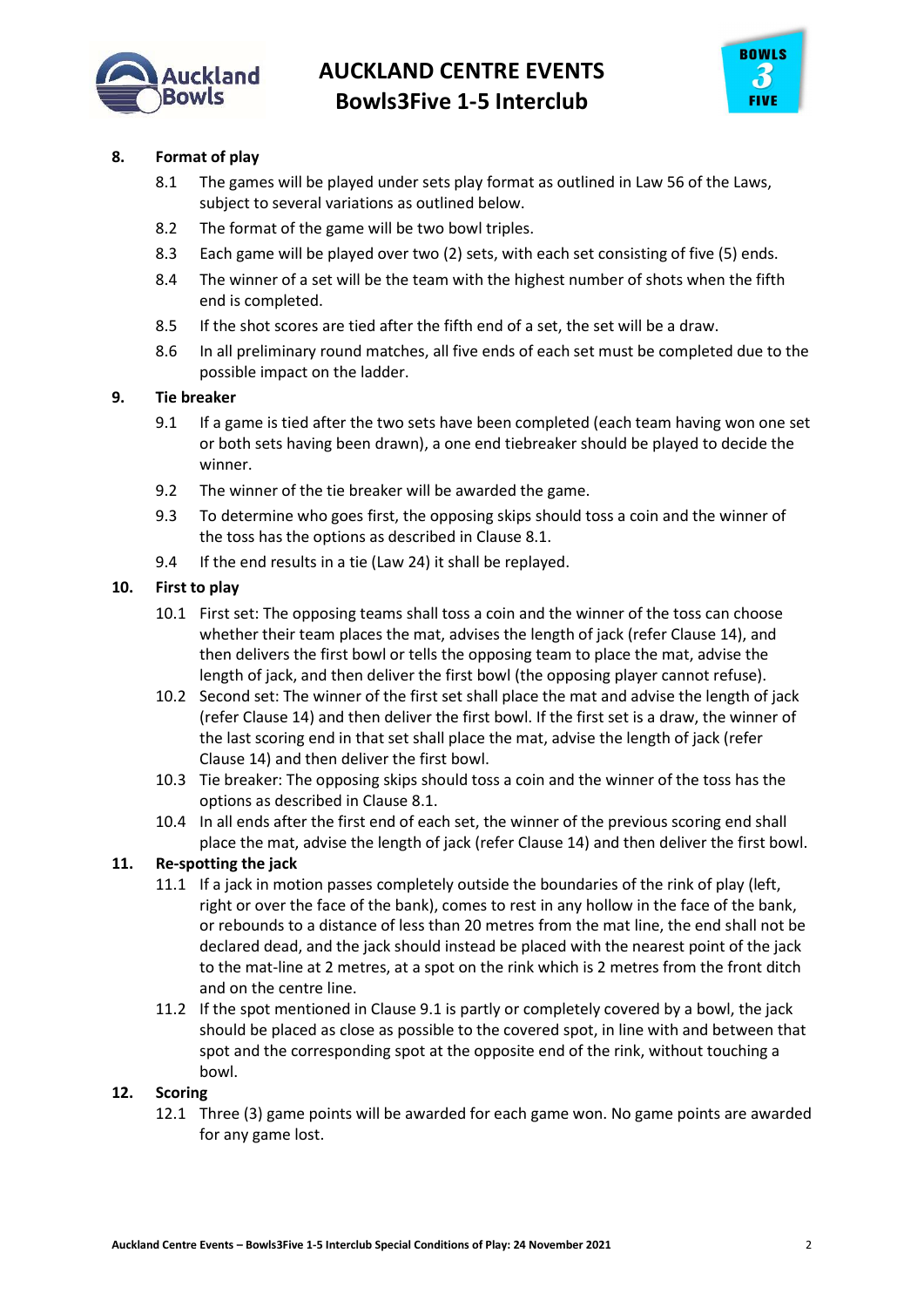## 8. Format of play

8.1 The games will be played under sets play format as outlined in Law 56 of the Laws, subject to several variations as outlined below.

8.2 The format of the game will be two bowl triples.

8.3 Each game will be played over two (2) sets, with each set consisting of five (5) ends.

8.4 The winner of a set will be the team with the highest number of shots when the fifth end is completed.

8.5 If the shot scores are tied after the fifth end of a set, the set will be a draw.

8.6 In all preliminary round matches, all five ends of each set must be completed due to the possible impact on the ladder.

## 9. Tie breaker

9.1 If a game is tied after the two sets have been completed (each team having won one set or both sets having been drawn), a one end tiebreaker should be played to decide the winner.

9.2 The winner of the tie breaker will be awarded the game.

9.3 To determine who goes first, the opposing skips should toss a coin and the winner of the toss has the options as described in Clause 8.1.

9.4 If the end results in a tie (Law 24) it shall be replayed.

## 10. First to play

10.1 First set: The opposing teams shall toss a coin and the winner of the toss can choose whether their team places the mat, advises the length of jack (refer Clause 14), and then delivers the first bowl or tells the opposing team to place the mat, advise the length of jack, and then deliver the first bowl (the opposing player cannot refuse).

10.2 Second set: The winner of the first set shall place the mat and advise the length of jack (refer Clause 14) and then deliver the first bowl. If the first set is a draw, the winner of the last scoring end in that set shall place the mat, advise the length of jack (refer Clause 14) and then deliver the first bowl.

10.3 Tie breaker: The opposing skips should toss a coin and the winner of the toss has the options as described in Clause 8.1.

10.4 In all ends after the first end of each set, the winner of the previous scoring end shall place the mat, advise the length of jack (refer Clause 14) and then deliver the first bowl.

## 11. Re-spotting the jack

11.1 If a jack in motion passes completely outside the boundaries of the rink of play (left, right or over the face of the bank), comes to rest in any hollow in the face of the bank, or rebounds to a distance of less than 20 metres from the mat line, the end shall not be declared dead, and the jack should instead be placed with the nearest point of the jack to the mat-line at 2 metres, at a spot on the rink which is 2 metres from the front ditch and on the centre line.

11.2 If the spot mentioned in Clause 9.1 is partly or completely covered by a bowl, the jack should be placed as close as possible to the covered spot, in line with and between that spot and the corresponding spot at the opposite end of the rink, without touching a bowl.

## 12. Scoring

12.1 Three (3) game points will be awarded for each game won. No game points are awarded for any game lost.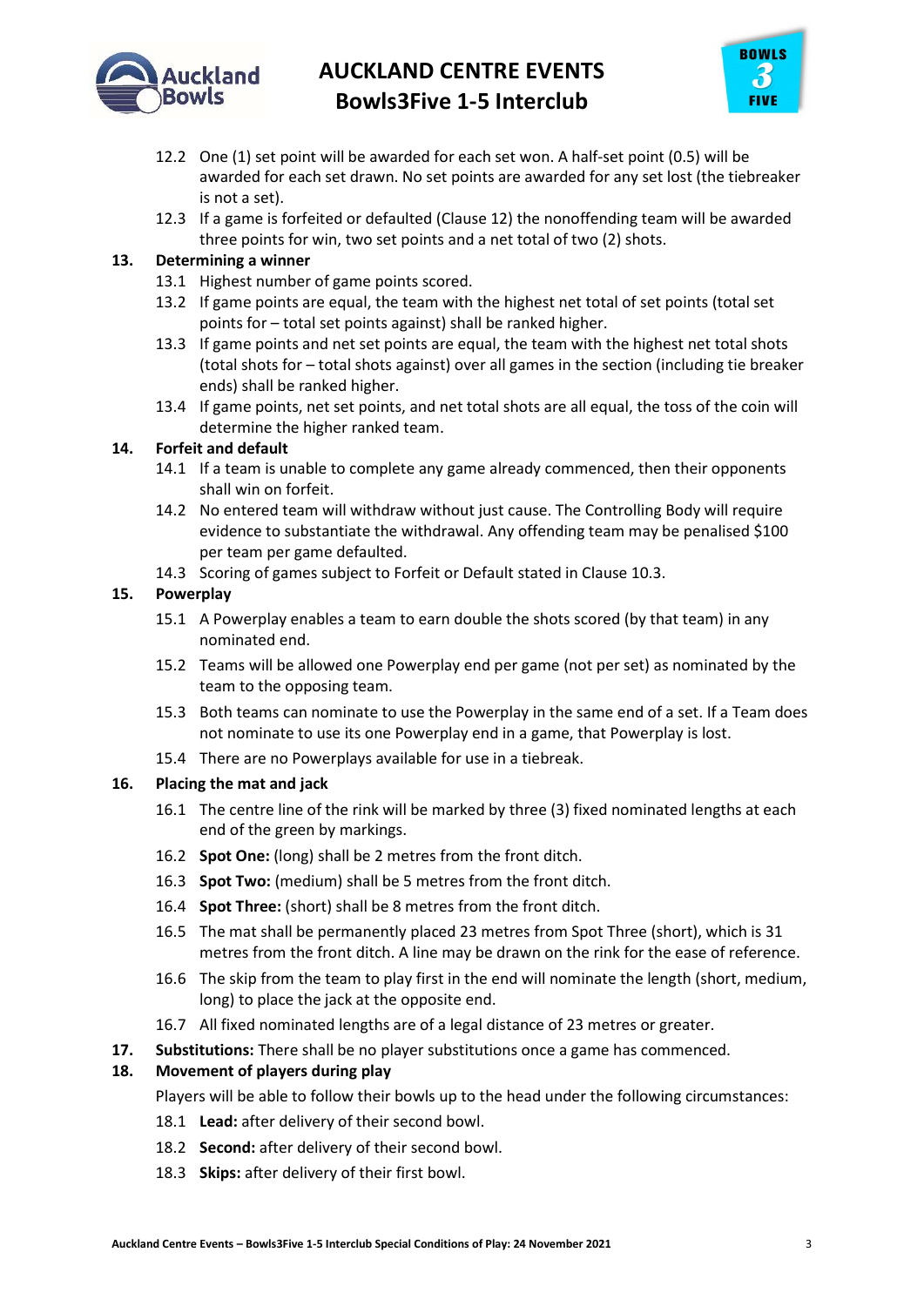12.2 One (1) set point will be awarded for each set won. A half-set point (0.5) will be awarded for each set drawn. No set points are awarded for any set lost (the tiebreaker is not a set).

12.3 If a game is forfeited or defaulted (Clause 12) the nonoffending team will be awarded three points for win, two set points and a net total of two (2) shots.

## 13. Determining a winner

13.1 Highest number of game points scored.

13.2 If game points are equal, the team with the highest net total of set points (total set points for – total set points against) shall be ranked higher.

13.3 If game points and net set points are equal, the team with the highest net total shots (total shots for – total shots against) over all games in the section (including tie breaker ends) shall be ranked higher.

13.4 If game points, net set points, and net total shots are all equal, the toss of the coin will determine the higher ranked team.

## 14. Forfeit and default

14.1 If a team is unable to complete any game already commenced, then their opponents shall win on forfeit.

14.2 No entered team will withdraw without just cause. The Controlling Body will require evidence to substantiate the withdrawal. Any offending team may be penalised $100 per team per game defaulted.

14.3 Scoring of games subject to Forfeit or Default stated in Clause 10.3.

## 15. Powerplay

15.1 A Powerplay enables a team to earn double the shots scored (by that team) in any nominated end.

15.2 Teams will be allowed one Powerplay end per game (not per set) as nominated by the team to the opposing team.

15.3 Both teams can nominate to use the Powerplay in the same end of a set. If a Team does not nominate to use its one Powerplay end in a game, that Powerplay is lost.

15.4 There are no Powerplays available for use in a tiebreak.

## 16. Placing the mat and jack

16.1 The centre line of the rink will be marked by three (3) fixed nominated lengths at each end of the green by markings.

16.2 **Spot One:** (long) shall be 2 metres from the front ditch.

16.3 **Spot Two:** (medium) shall be 5 metres from the front ditch.

16.4 **Spot Three:** (short) shall be 8 metres from the front ditch.

16.5 The mat shall be permanently placed 23 metres from Spot Three (short), which is 31 metres from the front ditch. A line may be drawn on the rink for the ease of reference.

16.6 The skip from the team to play first in the end will nominate the length (short, medium, long) to place the jack at the opposite end.

16.7 All fixed nominated lengths are of a legal distance of 23 metres or greater.

## 17. Substitutions: There shall be no player substitutions once a game has commenced.

## 18. Movement of players during play

Players will be able to follow their bowls up to the head under the following circumstances:

18.1 **Lead:** after delivery of their second bowl.

18.2 **Second:** after delivery of their second bowl.

18.3 **Skips:** after delivery of their first bowl.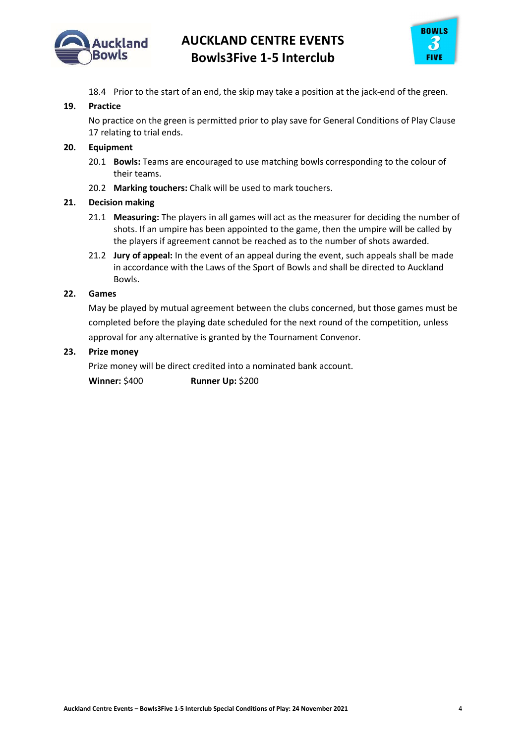18.4 Prior to the start of an end, the skip may take a position at the jack-end of the green.

## 19. Practice

No practice on the green is permitted prior to play save for General Conditions of Play Clause 17 relating to trial ends.

## 20. Equipment

20.1 **Bowls:** Teams are encouraged to use matching bowls corresponding to the colour of their teams.

20.2 **Marking touchers:** Chalk will be used to mark touchers.

## 21. Decision making

21.1 **Measuring:** The players in all games will act as the measurer for deciding the number of shots. If an umpire has been appointed to the game, then the umpire will be called by the players if agreement cannot be reached as to the number of shots awarded.

21.2 **Jury of appeal:** In the event of an appeal during the event, such appeals shall be made in accordance with the Laws of the Sport of Bowls and shall be directed to Auckland Bowls.

## 22. Games

May be played by mutual agreement between the clubs concerned, but those games must be completed before the playing date scheduled for the next round of the competition, unless approval for any alternative is granted by the Tournament Convenor.

## 23. Prize money

Prize money will be direct credited into a nominated bank account.

**Winner:** $400 **Runner Up:** $200